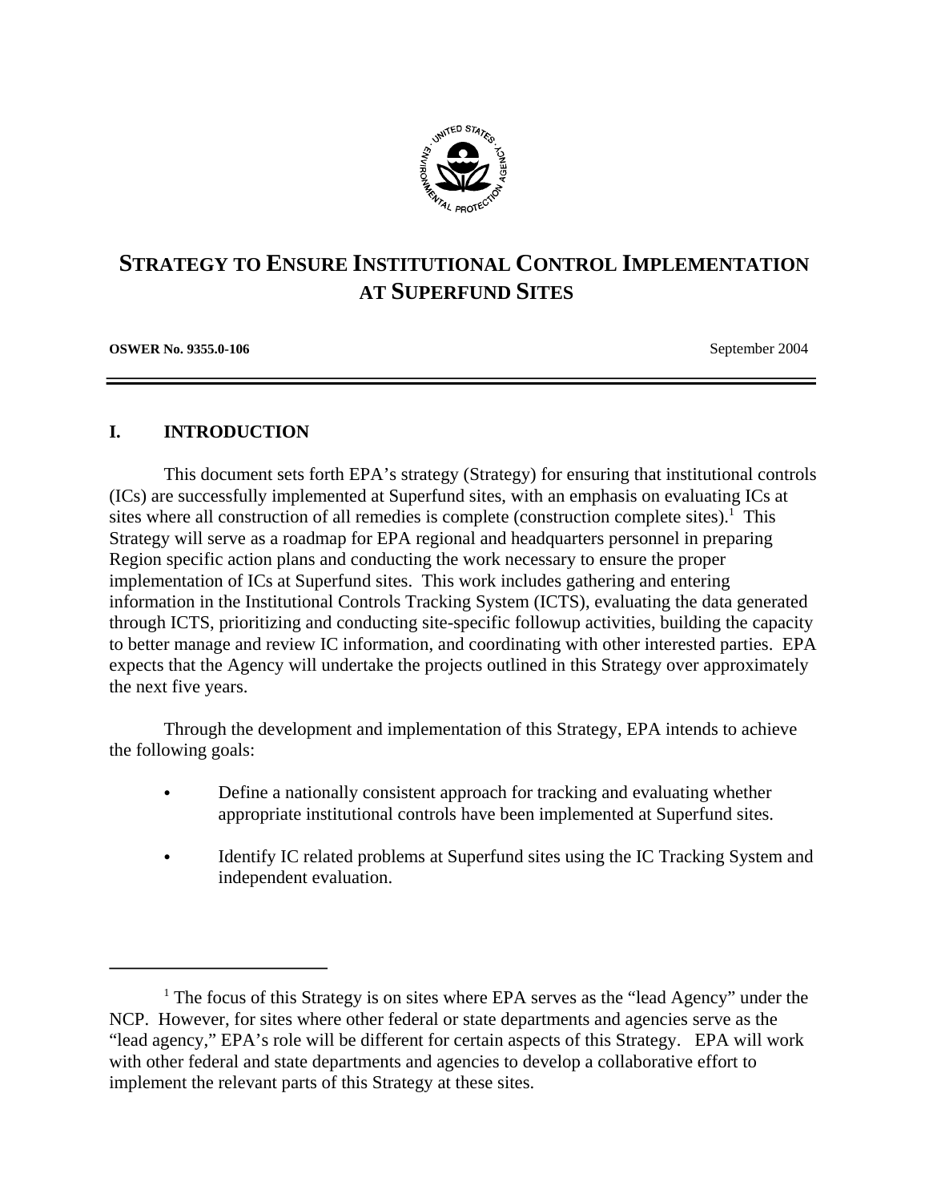# STRATEGY TO ENSURE INSTITUTIONAL CONTROL IMPLEMENTATION AT SUPERFUND SITES

**OSWER No. 9355.0-106** September 2004

## I. INTRODUCTION

This document sets forth EPA's strategy (Strategy) for ensuring that institutional controls (ICs) are successfully implemented at Superfund sites, with an emphasis on evaluating ICs at sites where all construction of all remedies is complete (construction complete sites).[1] This Strategy will serve as a roadmap for EPA regional and headquarters personnel in preparing Region specific action plans and conducting the work necessary to ensure the proper implementation of ICs at Superfund sites. This work includes gathering and entering information in the Institutional Controls Tracking System (ICTS), evaluating the data generated through ICTS, prioritizing and conducting site-specific followup activities, building the capacity to better manage and review IC information, and coordinating with other interested parties. EPA expects that the Agency will undertake the projects outlined in this Strategy over approximately the next five years.

Through the development and implementation of this Strategy, EPA intends to achieve the following goals:

- Define a nationally consistent approach for tracking and evaluating whether appropriate institutional controls have been implemented at Superfund sites.
- Identify IC related problems at Superfund sites using the IC Tracking System and independent evaluation.

[1] The focus of this Strategy is on sites where EPA serves as the "lead Agency" under the NCP. However, for sites where other federal or state departments and agencies serve as the "lead agency," EPA's role will be different for certain aspects of this Strategy. EPA will work with other federal and state departments and agencies to develop a collaborative effort to implement the relevant parts of this Strategy at these sites.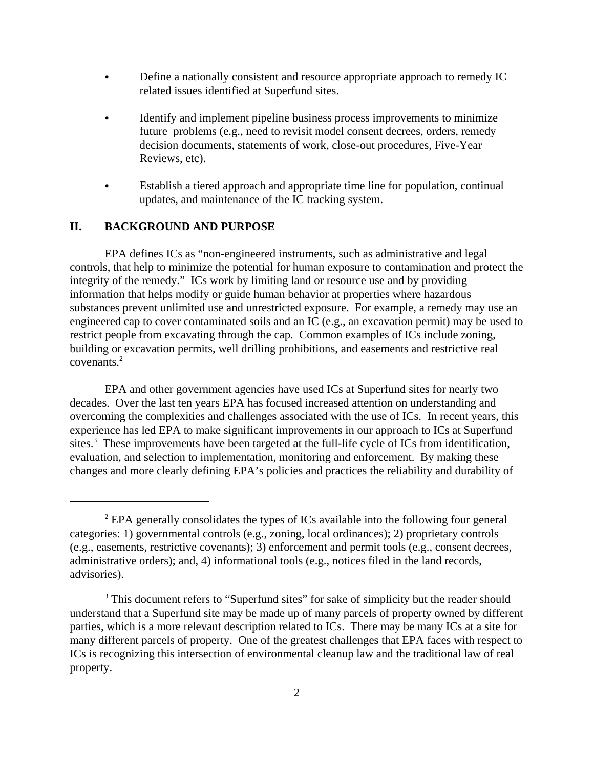- Define a nationally consistent and resource appropriate approach to remedy IC related issues identified at Superfund sites.

- Identify and implement pipeline business process improvements to minimize future problems (e.g., need to revisit model consent decrees, orders, remedy decision documents, statements of work, close-out procedures, Five-Year Reviews, etc).

- Establish a tiered approach and appropriate time line for population, continual updates, and maintenance of the IC tracking system.

## II. BACKGROUND AND PURPOSE

EPA defines ICs as "non-engineered instruments, such as administrative and legal controls, that help to minimize the potential for human exposure to contamination and protect the integrity of the remedy." ICs work by limiting land or resource use and by providing information that helps modify or guide human behavior at properties where hazardous substances prevent unlimited use and unrestricted exposure. For example, a remedy may use an engineered cap to cover contaminated soils and an IC (e.g., an excavation permit) may be used to restrict people from excavating through the cap. Common examples of ICs include zoning, building or excavation permits, well drilling prohibitions, and easements and restrictive real covenants.[2]

EPA and other government agencies have used ICs at Superfund sites for nearly two decades. Over the last ten years EPA has focused increased attention on understanding and overcoming the complexities and challenges associated with the use of ICs. In recent years, this experience has led EPA to make significant improvements in our approach to ICs at Superfund sites.[3] These improvements have been targeted at the full-life cycle of ICs from identification, evaluation, and selection to implementation, monitoring and enforcement. By making these changes and more clearly defining EPA's policies and practices the reliability and durability of

---

[2] EPA generally consolidates the types of ICs available into the following four general categories: 1) governmental controls (e.g., zoning, local ordinances); 2) proprietary controls (e.g., easements, restrictive covenants); 3) enforcement and permit tools (e.g., consent decrees, administrative orders); and, 4) informational tools (e.g., notices filed in the land records, advisories).

[3] This document refers to "Superfund sites" for sake of simplicity but the reader should understand that a Superfund site may be made up of many parcels of property owned by different parties, which is a more relevant description related to ICs. There may be many ICs at a site for many different parcels of property. One of the greatest challenges that EPA faces with respect to ICs is recognizing this intersection of environmental cleanup law and the traditional law of real property.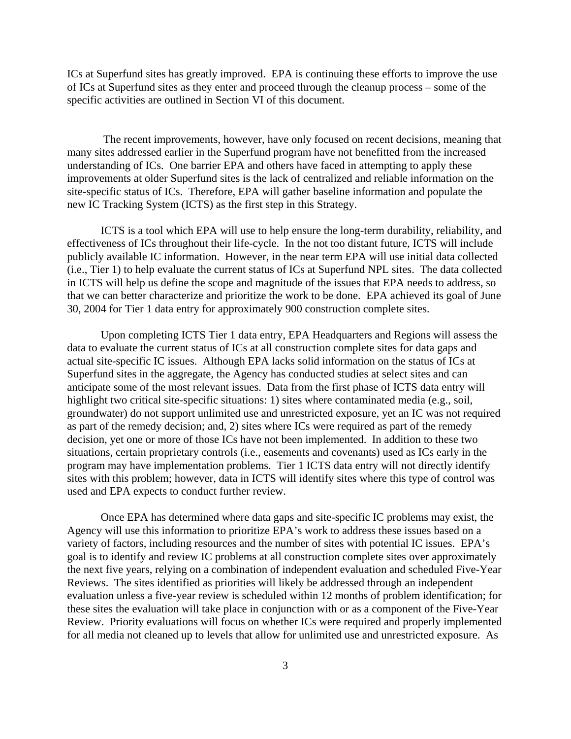ICs at Superfund sites has greatly improved. EPA is continuing these efforts to improve the use of ICs at Superfund sites as they enter and proceed through the cleanup process – some of the specific activities are outlined in Section VI of this document.

The recent improvements, however, have only focused on recent decisions, meaning that many sites addressed earlier in the Superfund program have not benefitted from the increased understanding of ICs. One barrier EPA and others have faced in attempting to apply these improvements at older Superfund sites is the lack of centralized and reliable information on the site-specific status of ICs. Therefore, EPA will gather baseline information and populate the new IC Tracking System (ICTS) as the first step in this Strategy.

ICTS is a tool which EPA will use to help ensure the long-term durability, reliability, and effectiveness of ICs throughout their life-cycle. In the not too distant future, ICTS will include publicly available IC information. However, in the near term EPA will use initial data collected (i.e., Tier 1) to help evaluate the current status of ICs at Superfund NPL sites. The data collected in ICTS will help us define the scope and magnitude of the issues that EPA needs to address, so that we can better characterize and prioritize the work to be done. EPA achieved its goal of June 30, 2004 for Tier 1 data entry for approximately 900 construction complete sites.

Upon completing ICTS Tier 1 data entry, EPA Headquarters and Regions will assess the data to evaluate the current status of ICs at all construction complete sites for data gaps and actual site-specific IC issues. Although EPA lacks solid information on the status of ICs at Superfund sites in the aggregate, the Agency has conducted studies at select sites and can anticipate some of the most relevant issues. Data from the first phase of ICTS data entry will highlight two critical site-specific situations: 1) sites where contaminated media (e.g., soil, groundwater) do not support unlimited use and unrestricted exposure, yet an IC was not required as part of the remedy decision; and, 2) sites where ICs were required as part of the remedy decision, yet one or more of those ICs have not been implemented. In addition to these two situations, certain proprietary controls (i.e., easements and covenants) used as ICs early in the program may have implementation problems. Tier 1 ICTS data entry will not directly identify sites with this problem; however, data in ICTS will identify sites where this type of control was used and EPA expects to conduct further review.

Once EPA has determined where data gaps and site-specific IC problems may exist, the Agency will use this information to prioritize EPA's work to address these issues based on a variety of factors, including resources and the number of sites with potential IC issues. EPA's goal is to identify and review IC problems at all construction complete sites over approximately the next five years, relying on a combination of independent evaluation and scheduled Five-Year Reviews. The sites identified as priorities will likely be addressed through an independent evaluation unless a five-year review is scheduled within 12 months of problem identification; for these sites the evaluation will take place in conjunction with or as a component of the Five-Year Review. Priority evaluations will focus on whether ICs were required and properly implemented for all media not cleaned up to levels that allow for unlimited use and unrestricted exposure. As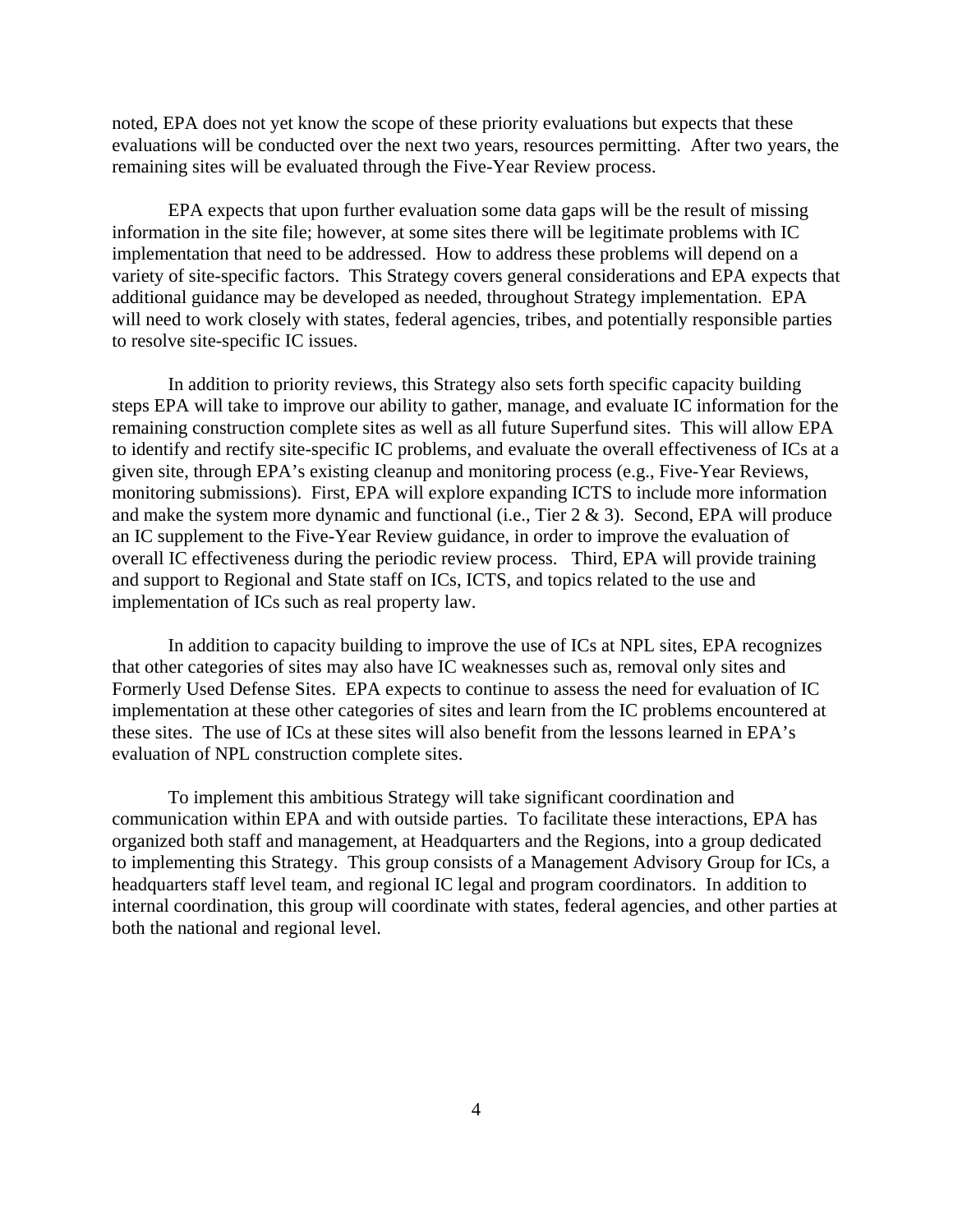noted, EPA does not yet know the scope of these priority evaluations but expects that these evaluations will be conducted over the next two years, resources permitting. After two years, the remaining sites will be evaluated through the Five-Year Review process.

EPA expects that upon further evaluation some data gaps will be the result of missing information in the site file; however, at some sites there will be legitimate problems with IC implementation that need to be addressed. How to address these problems will depend on a variety of site-specific factors. This Strategy covers general considerations and EPA expects that additional guidance may be developed as needed, throughout Strategy implementation. EPA will need to work closely with states, federal agencies, tribes, and potentially responsible parties to resolve site-specific IC issues.

In addition to priority reviews, this Strategy also sets forth specific capacity building steps EPA will take to improve our ability to gather, manage, and evaluate IC information for the remaining construction complete sites as well as all future Superfund sites. This will allow EPA to identify and rectify site-specific IC problems, and evaluate the overall effectiveness of ICs at a given site, through EPA's existing cleanup and monitoring process (e.g., Five-Year Reviews, monitoring submissions). First, EPA will explore expanding ICTS to include more information and make the system more dynamic and functional (i.e., Tier 2 & 3). Second, EPA will produce an IC supplement to the Five-Year Review guidance, in order to improve the evaluation of overall IC effectiveness during the periodic review process. Third, EPA will provide training and support to Regional and State staff on ICs, ICTS, and topics related to the use and implementation of ICs such as real property law.

In addition to capacity building to improve the use of ICs at NPL sites, EPA recognizes that other categories of sites may also have IC weaknesses such as, removal only sites and Formerly Used Defense Sites. EPA expects to continue to assess the need for evaluation of IC implementation at these other categories of sites and learn from the IC problems encountered at these sites. The use of ICs at these sites will also benefit from the lessons learned in EPA's evaluation of NPL construction complete sites.

To implement this ambitious Strategy will take significant coordination and communication within EPA and with outside parties. To facilitate these interactions, EPA has organized both staff and management, at Headquarters and the Regions, into a group dedicated to implementing this Strategy. This group consists of a Management Advisory Group for ICs, a headquarters staff level team, and regional IC legal and program coordinators. In addition to internal coordination, this group will coordinate with states, federal agencies, and other parties at both the national and regional level.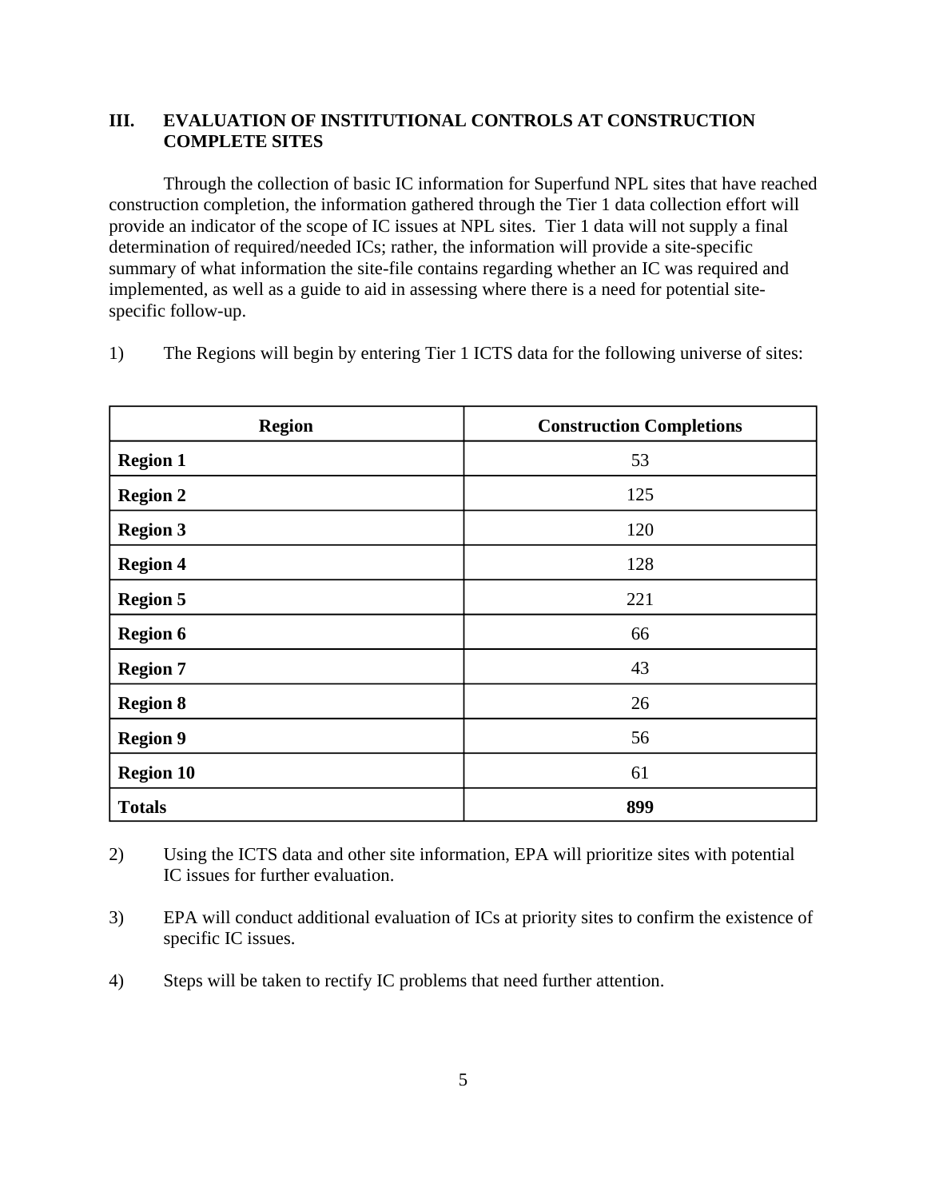## III. EVALUATION OF INSTITUTIONAL CONTROLS AT CONSTRUCTION COMPLETE SITES

Through the collection of basic IC information for Superfund NPL sites that have reached construction completion, the information gathered through the Tier 1 data collection effort will provide an indicator of the scope of IC issues at NPL sites. Tier 1 data will not supply a final determination of required/needed ICs; rather, the information will provide a site-specific summary of what information the site-file contains regarding whether an IC was required and implemented, as well as a guide to aid in assessing where there is a need for potential site-specific follow-up.

1) The Regions will begin by entering Tier 1 ICTS data for the following universe of sites:

| Region | Construction Completions |
|---|---|
| **Region 1** | 53 |
| **Region 2** | 125 |
| **Region 3** | 120 |
| **Region 4** | 128 |
| **Region 5** | 221 |
| **Region 6** | 66 |
| **Region 7** | 43 |
| **Region 8** | 26 |
| **Region 9** | 56 |
| **Region 10** | 61 |
| **Totals** | **899** |

2) Using the ICTS data and other site information, EPA will prioritize sites with potential IC issues for further evaluation.

3) EPA will conduct additional evaluation of ICs at priority sites to confirm the existence of specific IC issues.

4) Steps will be taken to rectify IC problems that need further attention.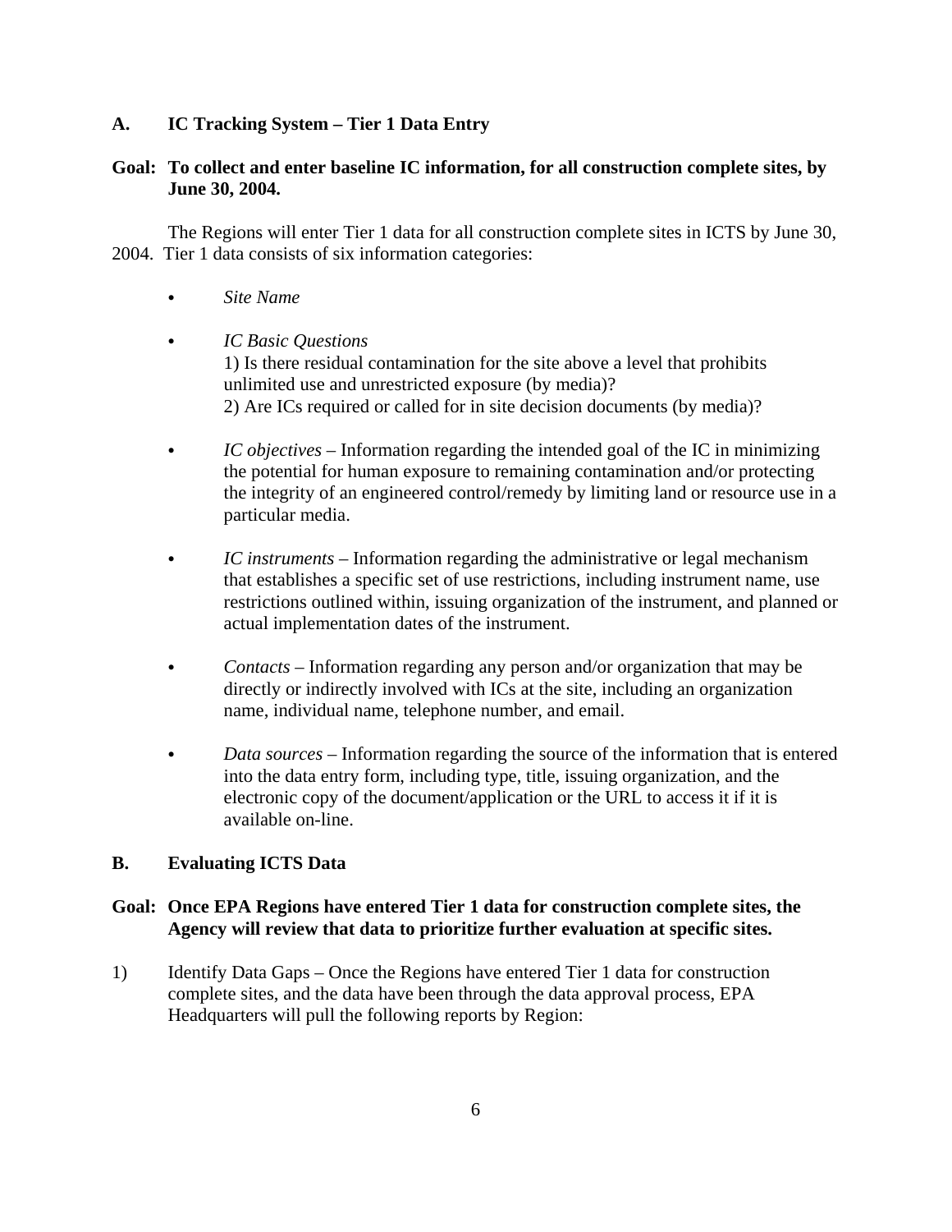### A. IC Tracking System – Tier 1 Data Entry

**Goal: To collect and enter baseline IC information, for all construction complete sites, by June 30, 2004.**

The Regions will enter Tier 1 data for all construction complete sites in ICTS by June 30, 2004. Tier 1 data consists of six information categories:

- *Site Name*
- *IC Basic Questions*
  1) Is there residual contamination for the site above a level that prohibits unlimited use and unrestricted exposure (by media)?
  2) Are ICs required or called for in site decision documents (by media)?
- *IC objectives* – Information regarding the intended goal of the IC in minimizing the potential for human exposure to remaining contamination and/or protecting the integrity of an engineered control/remedy by limiting land or resource use in a particular media.
- *IC instruments* – Information regarding the administrative or legal mechanism that establishes a specific set of use restrictions, including instrument name, use restrictions outlined within, issuing organization of the instrument, and planned or actual implementation dates of the instrument.
- *Contacts* – Information regarding any person and/or organization that may be directly or indirectly involved with ICs at the site, including an organization name, individual name, telephone number, and email.
- *Data sources* – Information regarding the source of the information that is entered into the data entry form, including type, title, issuing organization, and the electronic copy of the document/application or the URL to access it if it is available on-line.

### B. Evaluating ICTS Data

**Goal: Once EPA Regions have entered Tier 1 data for construction complete sites, the Agency will review that data to prioritize further evaluation at specific sites.**

1) Identify Data Gaps – Once the Regions have entered Tier 1 data for construction complete sites, and the data have been through the data approval process, EPA Headquarters will pull the following reports by Region: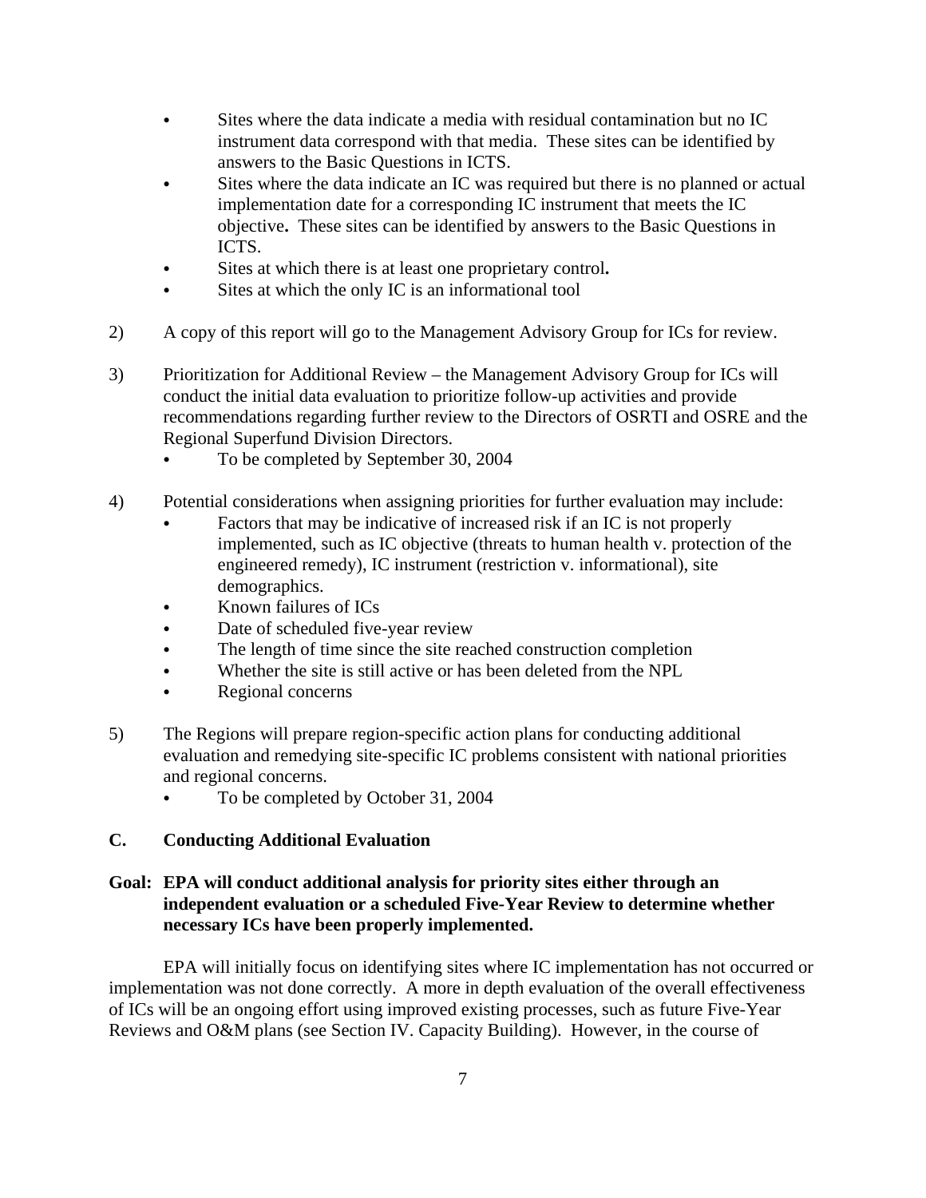- Sites where the data indicate a media with residual contamination but no IC instrument data correspond with that media. These sites can be identified by answers to the Basic Questions in ICTS.
- Sites where the data indicate an IC was required but there is no planned or actual implementation date for a corresponding IC instrument that meets the IC objective**.** These sites can be identified by answers to the Basic Questions in ICTS.
- Sites at which there is at least one proprietary control**.**
- Sites at which the only IC is an informational tool

2) A copy of this report will go to the Management Advisory Group for ICs for review.

3) Prioritization for Additional Review – the Management Advisory Group for ICs will conduct the initial data evaluation to prioritize follow-up activities and provide recommendations regarding further review to the Directors of OSRTI and OSRE and the Regional Superfund Division Directors.
   - To be completed by September 30, 2004

4) Potential considerations when assigning priorities for further evaluation may include:
   - Factors that may be indicative of increased risk if an IC is not properly implemented, such as IC objective (threats to human health v. protection of the engineered remedy), IC instrument (restriction v. informational), site demographics.
   - Known failures of ICs
   - Date of scheduled five-year review
   - The length of time since the site reached construction completion
   - Whether the site is still active or has been deleted from the NPL
   - Regional concerns

5) The Regions will prepare region-specific action plans for conducting additional evaluation and remedying site-specific IC problems consistent with national priorities and regional concerns.
   - To be completed by October 31, 2004

## C. Conducting Additional Evaluation

**Goal: EPA will conduct additional analysis for priority sites either through an independent evaluation or a scheduled Five-Year Review to determine whether necessary ICs have been properly implemented.**

EPA will initially focus on identifying sites where IC implementation has not occurred or implementation was not done correctly. A more in depth evaluation of the overall effectiveness of ICs will be an ongoing effort using improved existing processes, such as future Five-Year Reviews and O&M plans (see Section IV. Capacity Building). However, in the course of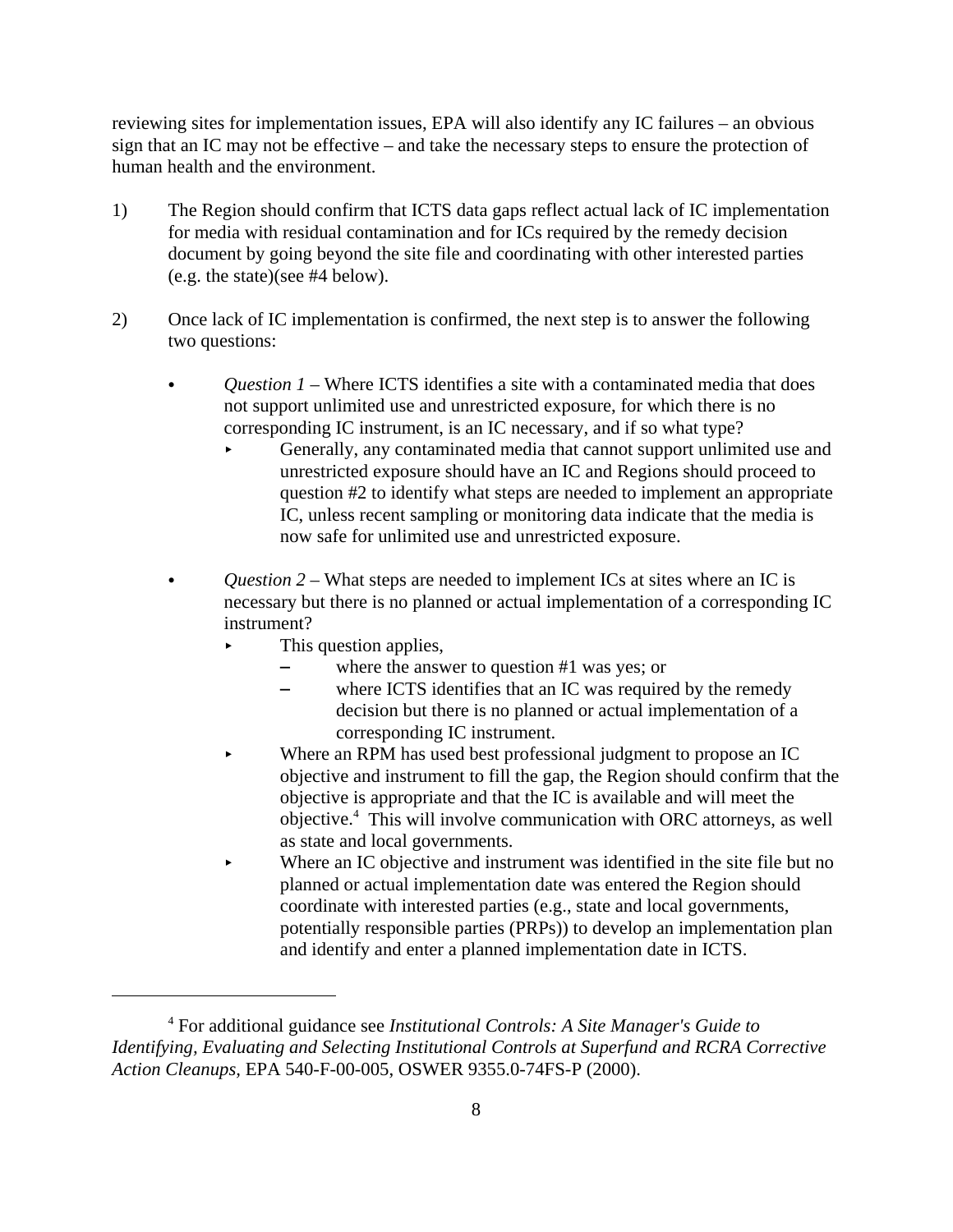reviewing sites for implementation issues, EPA will also identify any IC failures – an obvious sign that an IC may not be effective – and take the necessary steps to ensure the protection of human health and the environment.

1) The Region should confirm that ICTS data gaps reflect actual lack of IC implementation for media with residual contamination and for ICs required by the remedy decision document by going beyond the site file and coordinating with other interested parties (e.g. the state)(see #4 below).

2) Once lack of IC implementation is confirmed, the next step is to answer the following two questions:

   - *Question 1* – Where ICTS identifies a site with a contaminated media that does not support unlimited use and unrestricted exposure, for which there is no corresponding IC instrument, is an IC necessary, and if so what type?
     - Generally, any contaminated media that cannot support unlimited use and unrestricted exposure should have an IC and Regions should proceed to question #2 to identify what steps are needed to implement an appropriate IC, unless recent sampling or monitoring data indicate that the media is now safe for unlimited use and unrestricted exposure.

   - *Question 2* – What steps are needed to implement ICs at sites where an IC is necessary but there is no planned or actual implementation of a corresponding IC instrument?
     - This question applies,
       - where the answer to question #1 was yes; or
       - where ICTS identifies that an IC was required by the remedy decision but there is no planned or actual implementation of a corresponding IC instrument.
     - Where an RPM has used best professional judgment to propose an IC objective and instrument to fill the gap, the Region should confirm that the objective is appropriate and that the IC is available and will meet the objective.[4] This will involve communication with ORC attorneys, as well as state and local governments.
     - Where an IC objective and instrument was identified in the site file but no planned or actual implementation date was entered the Region should coordinate with interested parties (e.g., state and local governments, potentially responsible parties (PRPs)) to develop an implementation plan and identify and enter a planned implementation date in ICTS.

---

[4] For additional guidance see *Institutional Controls: A Site Manager's Guide to Identifying, Evaluating and Selecting Institutional Controls at Superfund and RCRA Corrective Action Cleanups*, EPA 540-F-00-005, OSWER 9355.0-74FS-P (2000).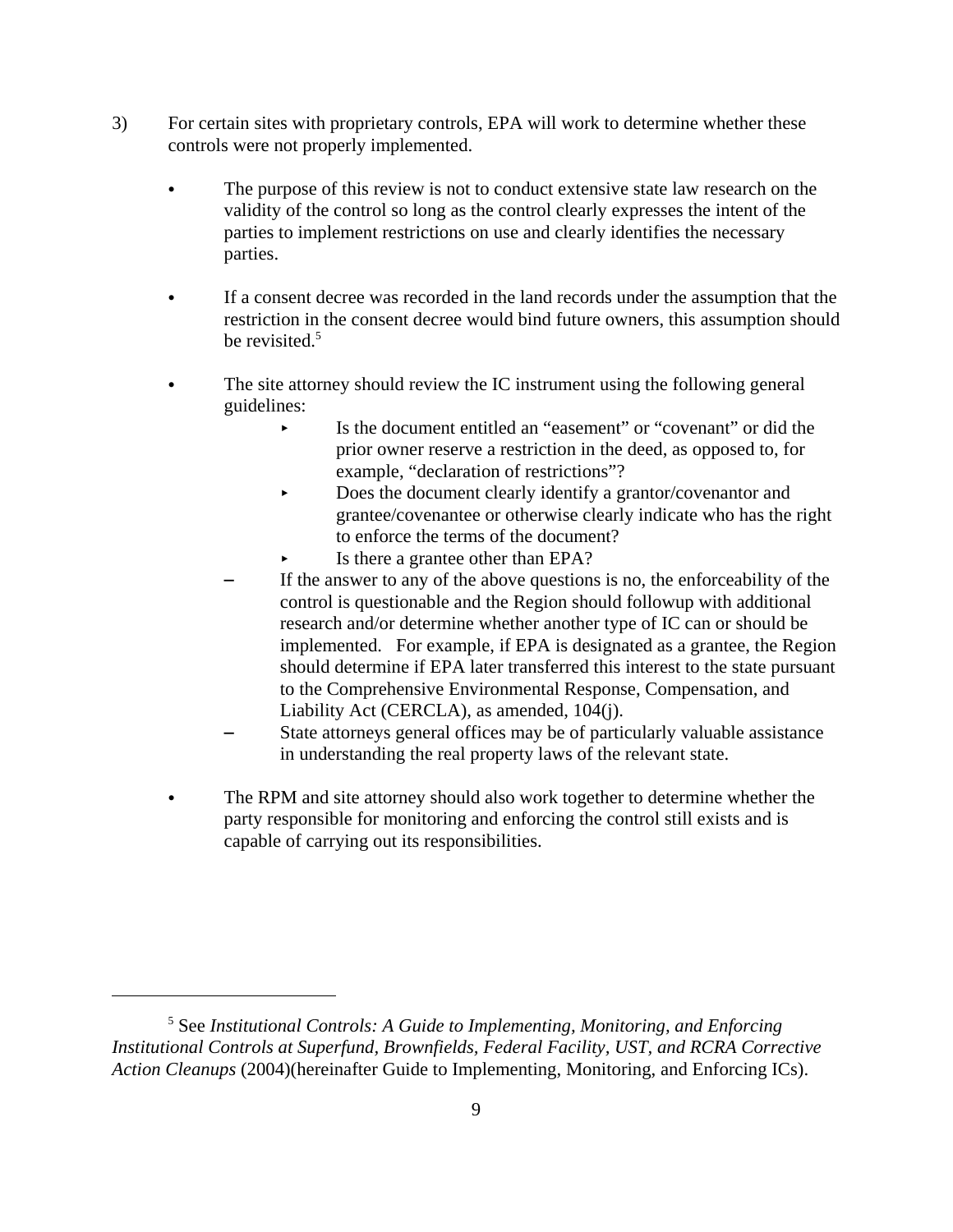3) For certain sites with proprietary controls, EPA will work to determine whether these controls were not properly implemented.

- The purpose of this review is not to conduct extensive state law research on the validity of the control so long as the control clearly expresses the intent of the parties to implement restrictions on use and clearly identifies the necessary parties.

- If a consent decree was recorded in the land records under the assumption that the restriction in the consent decree would bind future owners, this assumption should be revisited.[5]

- The site attorney should review the IC instrument using the following general guidelines:
    - Is the document entitled an "easement" or "covenant" or did the prior owner reserve a restriction in the deed, as opposed to, for example, "declaration of restrictions"?
    - Does the document clearly identify a grantor/covenantor and grantee/covenantee or otherwise clearly indicate who has the right to enforce the terms of the document?
    - Is there a grantee other than EPA?
  - If the answer to any of the above questions is no, the enforceability of the control is questionable and the Region should followup with additional research and/or determine whether another type of IC can or should be implemented. For example, if EPA is designated as a grantee, the Region should determine if EPA later transferred this interest to the state pursuant to the Comprehensive Environmental Response, Compensation, and Liability Act (CERCLA), as amended, 104(j).
  - State attorneys general offices may be of particularly valuable assistance in understanding the real property laws of the relevant state.

- The RPM and site attorney should also work together to determine whether the party responsible for monitoring and enforcing the control still exists and is capable of carrying out its responsibilities.

---

[5] See *Institutional Controls: A Guide to Implementing, Monitoring, and Enforcing Institutional Controls at Superfund, Brownfields, Federal Facility, UST, and RCRA Corrective Action Cleanups* (2004)(hereinafter Guide to Implementing, Monitoring, and Enforcing ICs).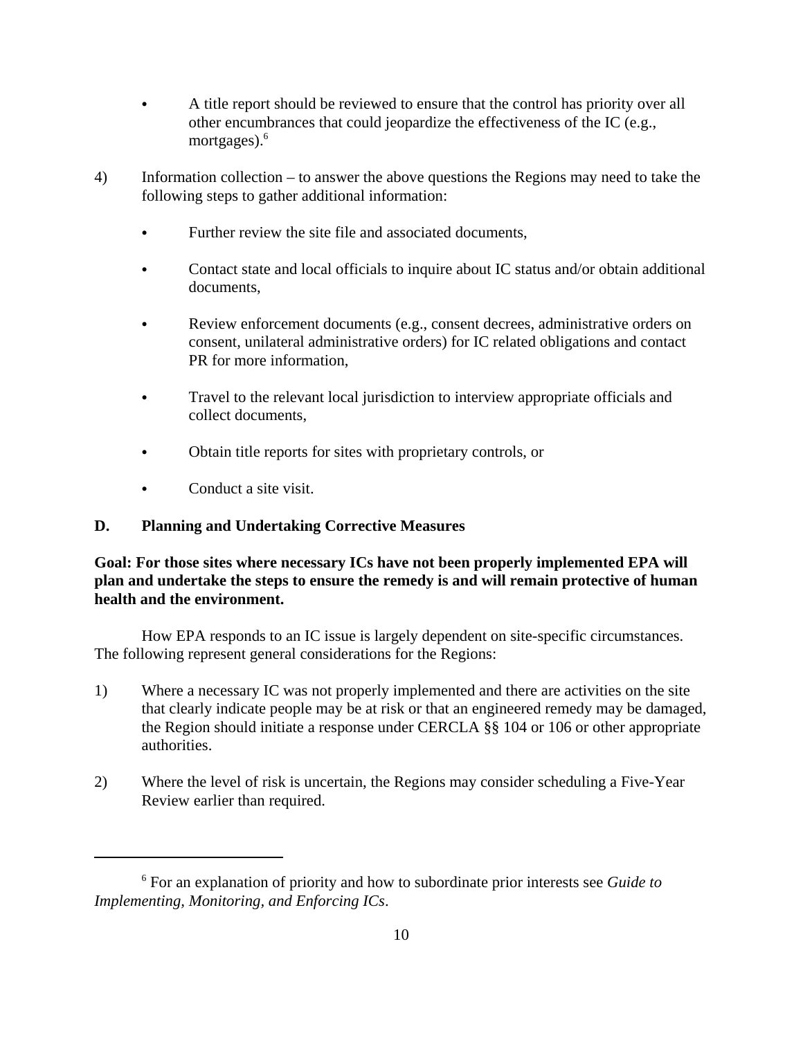- A title report should be reviewed to ensure that the control has priority over all other encumbrances that could jeopardize the effectiveness of the IC (e.g., mortgages).[6]

4) Information collection – to answer the above questions the Regions may need to take the following steps to gather additional information:

   - Further review the site file and associated documents,
   - Contact state and local officials to inquire about IC status and/or obtain additional documents,
   - Review enforcement documents (e.g., consent decrees, administrative orders on consent, unilateral administrative orders) for IC related obligations and contact PR for more information,
   - Travel to the relevant local jurisdiction to interview appropriate officials and collect documents,
   - Obtain title reports for sites with proprietary controls, or
   - Conduct a site visit.

## D. Planning and Undertaking Corrective Measures

**Goal: For those sites where necessary ICs have not been properly implemented EPA will plan and undertake the steps to ensure the remedy is and will remain protective of human health and the environment.**

How EPA responds to an IC issue is largely dependent on site-specific circumstances. The following represent general considerations for the Regions:

1) Where a necessary IC was not properly implemented and there are activities on the site that clearly indicate people may be at risk or that an engineered remedy may be damaged, the Region should initiate a response under CERCLA §§ 104 or 106 or other appropriate authorities.

2) Where the level of risk is uncertain, the Regions may consider scheduling a Five-Year Review earlier than required.

---

[6] For an explanation of priority and how to subordinate prior interests see *Guide to Implementing, Monitoring, and Enforcing ICs*.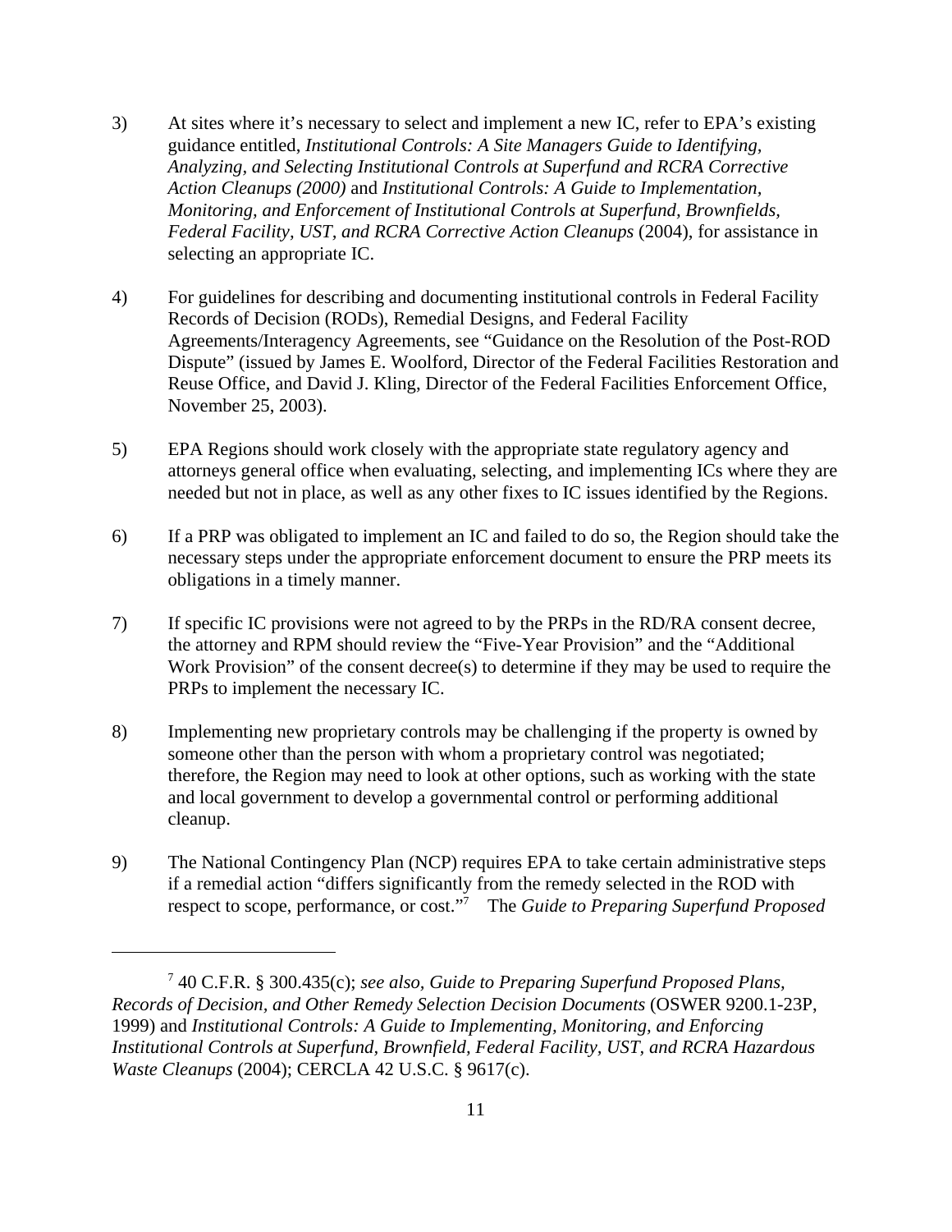3) At sites where it's necessary to select and implement a new IC, refer to EPA's existing guidance entitled, *Institutional Controls: A Site Managers Guide to Identifying, Analyzing, and Selecting Institutional Controls at Superfund and RCRA Corrective Action Cleanups (2000)* and *Institutional Controls: A Guide to Implementation, Monitoring, and Enforcement of Institutional Controls at Superfund, Brownfields, Federal Facility, UST, and RCRA Corrective Action Cleanups* (2004), for assistance in selecting an appropriate IC.

4) For guidelines for describing and documenting institutional controls in Federal Facility Records of Decision (RODs), Remedial Designs, and Federal Facility Agreements/Interagency Agreements, see "Guidance on the Resolution of the Post-ROD Dispute" (issued by James E. Woolford, Director of the Federal Facilities Restoration and Reuse Office, and David J. Kling, Director of the Federal Facilities Enforcement Office, November 25, 2003).

5) EPA Regions should work closely with the appropriate state regulatory agency and attorneys general office when evaluating, selecting, and implementing ICs where they are needed but not in place, as well as any other fixes to IC issues identified by the Regions.

6) If a PRP was obligated to implement an IC and failed to do so, the Region should take the necessary steps under the appropriate enforcement document to ensure the PRP meets its obligations in a timely manner.

7) If specific IC provisions were not agreed to by the PRPs in the RD/RA consent decree, the attorney and RPM should review the "Five-Year Provision" and the "Additional Work Provision" of the consent decree(s) to determine if they may be used to require the PRPs to implement the necessary IC.

8) Implementing new proprietary controls may be challenging if the property is owned by someone other than the person with whom a proprietary control was negotiated; therefore, the Region may need to look at other options, such as working with the state and local government to develop a governmental control or performing additional cleanup.

9) The National Contingency Plan (NCP) requires EPA to take certain administrative steps if a remedial action "differs significantly from the remedy selected in the ROD with respect to scope, performance, or cost."[7] The *Guide to Preparing Superfund Proposed*

---

[7] 40 C.F.R. § 300.435(c); *see also*, *Guide to Preparing Superfund Proposed Plans, Records of Decision, and Other Remedy Selection Decision Documents* (OSWER 9200.1-23P, 1999) and *Institutional Controls: A Guide to Implementing, Monitoring, and Enforcing Institutional Controls at Superfund, Brownfield, Federal Facility, UST, and RCRA Hazardous Waste Cleanups* (2004); CERCLA 42 U.S.C. § 9617(c).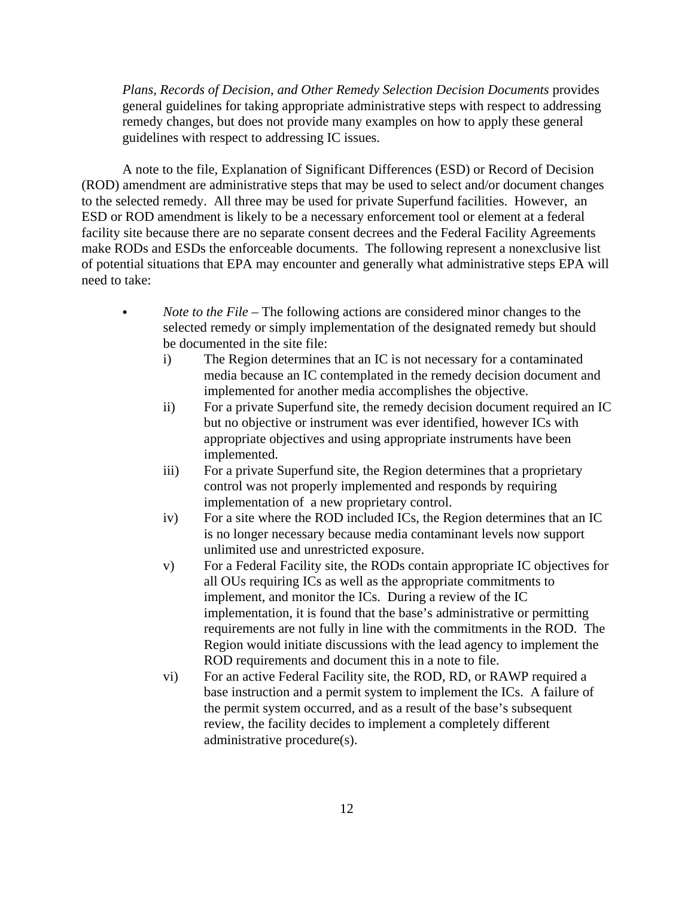*Plans, Records of Decision, and Other Remedy Selection Decision Documents* provides general guidelines for taking appropriate administrative steps with respect to addressing remedy changes, but does not provide many examples on how to apply these general guidelines with respect to addressing IC issues.

A note to the file, Explanation of Significant Differences (ESD) or Record of Decision (ROD) amendment are administrative steps that may be used to select and/or document changes to the selected remedy. All three may be used for private Superfund facilities. However, an ESD or ROD amendment is likely to be a necessary enforcement tool or element at a federal facility site because there are no separate consent decrees and the Federal Facility Agreements make RODs and ESDs the enforceable documents. The following represent a nonexclusive list of potential situations that EPA may encounter and generally what administrative steps EPA will need to take:

- *Note to the File* – The following actions are considered minor changes to the selected remedy or simply implementation of the designated remedy but should be documented in the site file:
  - i) The Region determines that an IC is not necessary for a contaminated media because an IC contemplated in the remedy decision document and implemented for another media accomplishes the objective.
  - ii) For a private Superfund site, the remedy decision document required an IC but no objective or instrument was ever identified, however ICs with appropriate objectives and using appropriate instruments have been implemented.
  - iii) For a private Superfund site, the Region determines that a proprietary control was not properly implemented and responds by requiring implementation of a new proprietary control.
  - iv) For a site where the ROD included ICs, the Region determines that an IC is no longer necessary because media contaminant levels now support unlimited use and unrestricted exposure.
  - v) For a Federal Facility site, the RODs contain appropriate IC objectives for all OUs requiring ICs as well as the appropriate commitments to implement, and monitor the ICs. During a review of the IC implementation, it is found that the base's administrative or permitting requirements are not fully in line with the commitments in the ROD. The Region would initiate discussions with the lead agency to implement the ROD requirements and document this in a note to file.
  - vi) For an active Federal Facility site, the ROD, RD, or RAWP required a base instruction and a permit system to implement the ICs. A failure of the permit system occurred, and as a result of the base's subsequent review, the facility decides to implement a completely different administrative procedure(s).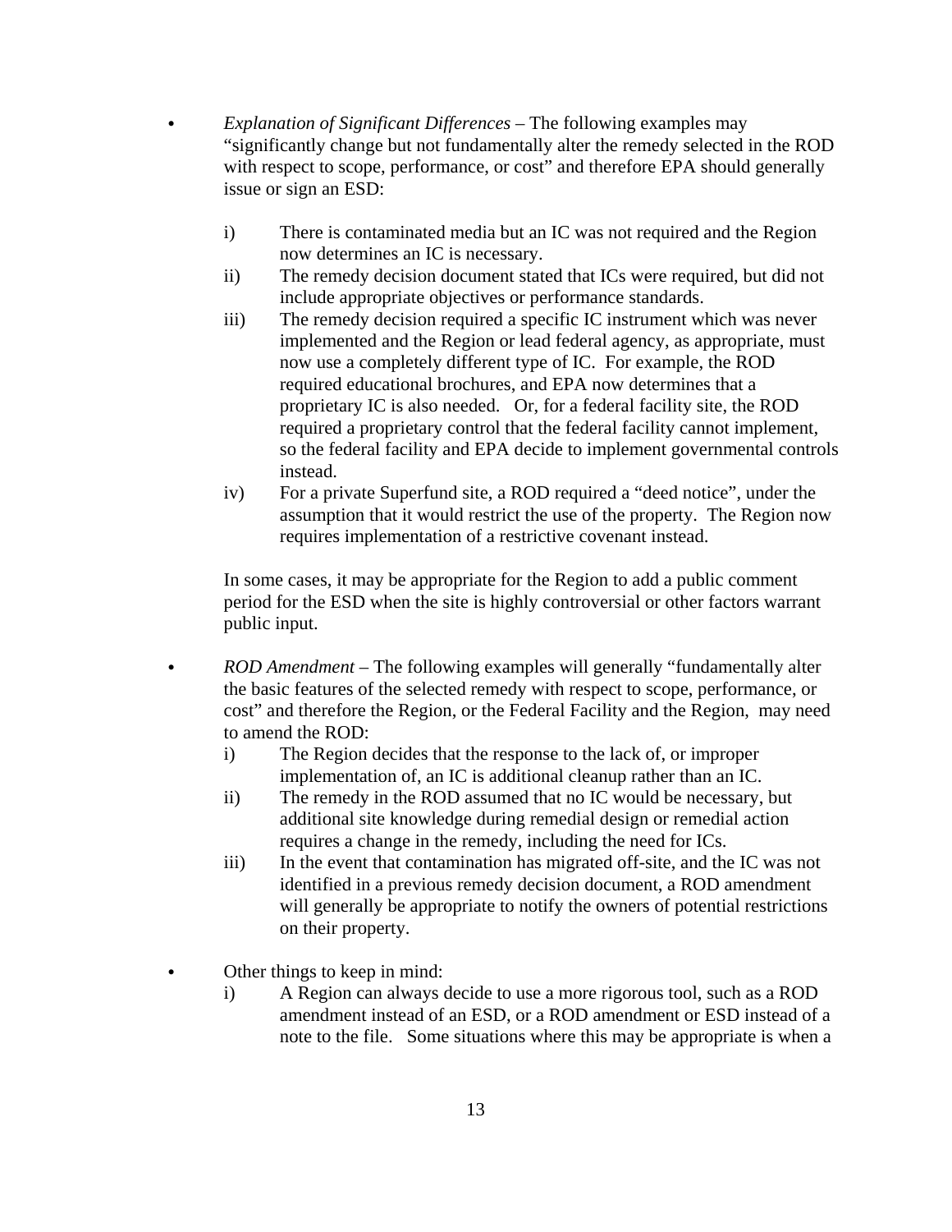- *Explanation of Significant Differences* – The following examples may "significantly change but not fundamentally alter the remedy selected in the ROD with respect to scope, performance, or cost" and therefore EPA should generally issue or sign an ESD:

  i) There is contaminated media but an IC was not required and the Region now determines an IC is necessary.
  ii) The remedy decision document stated that ICs were required, but did not include appropriate objectives or performance standards.
  iii) The remedy decision required a specific IC instrument which was never implemented and the Region or lead federal agency, as appropriate, must now use a completely different type of IC. For example, the ROD required educational brochures, and EPA now determines that a proprietary IC is also needed. Or, for a federal facility site, the ROD required a proprietary control that the federal facility cannot implement, so the federal facility and EPA decide to implement governmental controls instead.
  iv) For a private Superfund site, a ROD required a "deed notice", under the assumption that it would restrict the use of the property. The Region now requires implementation of a restrictive covenant instead.

  In some cases, it may be appropriate for the Region to add a public comment period for the ESD when the site is highly controversial or other factors warrant public input.

- *ROD Amendment* – The following examples will generally "fundamentally alter the basic features of the selected remedy with respect to scope, performance, or cost" and therefore the Region, or the Federal Facility and the Region, may need to amend the ROD:
  i) The Region decides that the response to the lack of, or improper implementation of, an IC is additional cleanup rather than an IC.
  ii) The remedy in the ROD assumed that no IC would be necessary, but additional site knowledge during remedial design or remedial action requires a change in the remedy, including the need for ICs.
  iii) In the event that contamination has migrated off-site, and the IC was not identified in a previous remedy decision document, a ROD amendment will generally be appropriate to notify the owners of potential restrictions on their property.

- Other things to keep in mind:
  i) A Region can always decide to use a more rigorous tool, such as a ROD amendment instead of an ESD, or a ROD amendment or ESD instead of a note to the file. Some situations where this may be appropriate is when a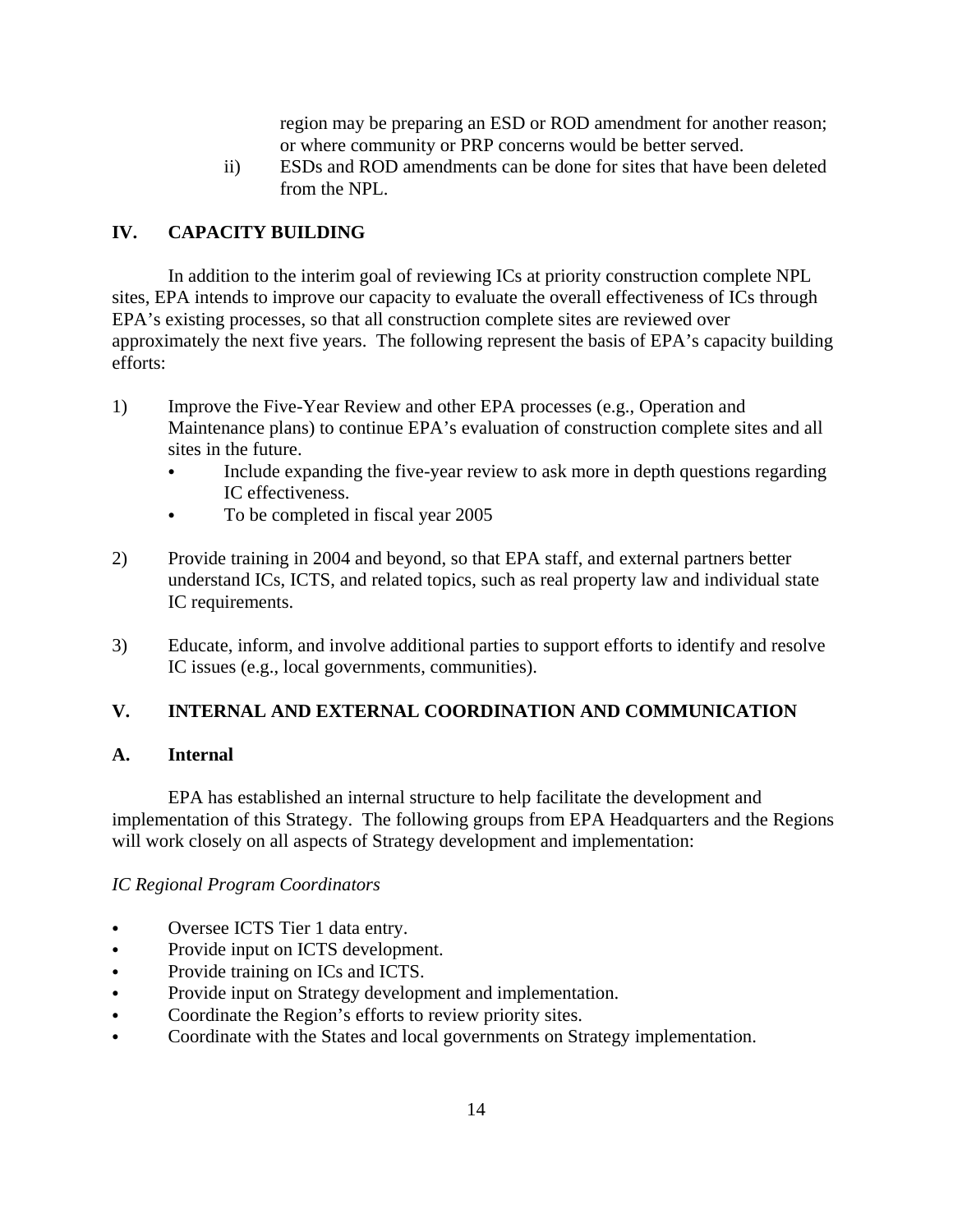region may be preparing an ESD or ROD amendment for another reason; or where community or PRP concerns would be better served.

ii) ESDs and ROD amendments can be done for sites that have been deleted from the NPL.

## IV. CAPACITY BUILDING

In addition to the interim goal of reviewing ICs at priority construction complete NPL sites, EPA intends to improve our capacity to evaluate the overall effectiveness of ICs through EPA's existing processes, so that all construction complete sites are reviewed over approximately the next five years. The following represent the basis of EPA's capacity building efforts:

1) Improve the Five-Year Review and other EPA processes (e.g., Operation and Maintenance plans) to continue EPA's evaluation of construction complete sites and all sites in the future.
   - Include expanding the five-year review to ask more in depth questions regarding IC effectiveness.
   - To be completed in fiscal year 2005

2) Provide training in 2004 and beyond, so that EPA staff, and external partners better understand ICs, ICTS, and related topics, such as real property law and individual state IC requirements.

3) Educate, inform, and involve additional parties to support efforts to identify and resolve IC issues (e.g., local governments, communities).

## V. INTERNAL AND EXTERNAL COORDINATION AND COMMUNICATION

### A. Internal

EPA has established an internal structure to help facilitate the development and implementation of this Strategy. The following groups from EPA Headquarters and the Regions will work closely on all aspects of Strategy development and implementation:

*IC Regional Program Coordinators*

- Oversee ICTS Tier 1 data entry.
- Provide input on ICTS development.
- Provide training on ICs and ICTS.
- Provide input on Strategy development and implementation.
- Coordinate the Region's efforts to review priority sites.
- Coordinate with the States and local governments on Strategy implementation.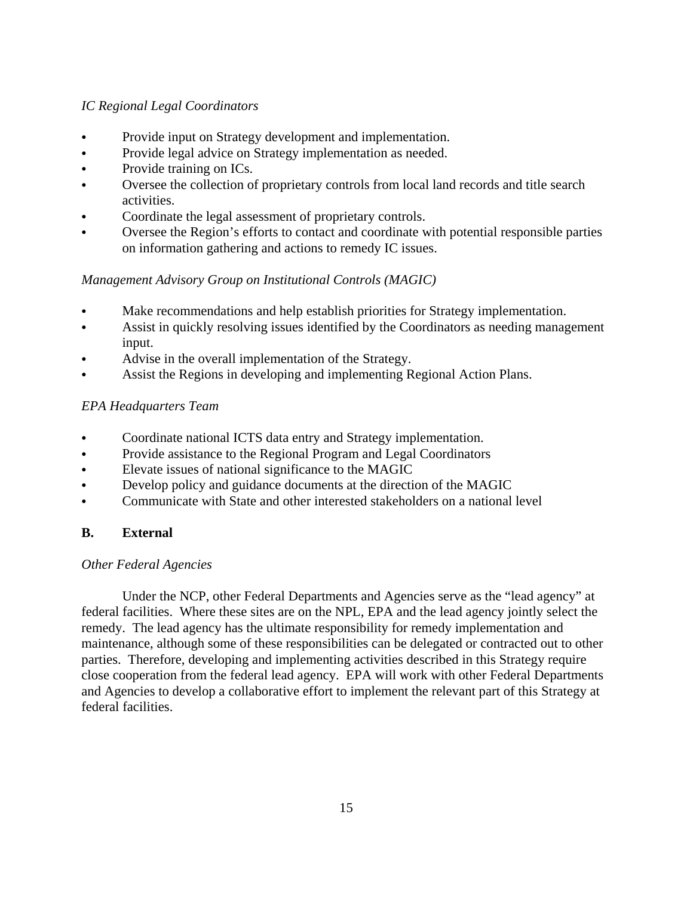*IC Regional Legal Coordinators*

- Provide input on Strategy development and implementation.
- Provide legal advice on Strategy implementation as needed.
- Provide training on ICs.
- Oversee the collection of proprietary controls from local land records and title search activities.
- Coordinate the legal assessment of proprietary controls.
- Oversee the Region's efforts to contact and coordinate with potential responsible parties on information gathering and actions to remedy IC issues.

*Management Advisory Group on Institutional Controls (MAGIC)*

- Make recommendations and help establish priorities for Strategy implementation.
- Assist in quickly resolving issues identified by the Coordinators as needing management input.
- Advise in the overall implementation of the Strategy.
- Assist the Regions in developing and implementing Regional Action Plans.

*EPA Headquarters Team*

- Coordinate national ICTS data entry and Strategy implementation.
- Provide assistance to the Regional Program and Legal Coordinators
- Elevate issues of national significance to the MAGIC
- Develop policy and guidance documents at the direction of the MAGIC
- Communicate with State and other interested stakeholders on a national level

## B. External

*Other Federal Agencies*

Under the NCP, other Federal Departments and Agencies serve as the "lead agency" at federal facilities. Where these sites are on the NPL, EPA and the lead agency jointly select the remedy. The lead agency has the ultimate responsibility for remedy implementation and maintenance, although some of these responsibilities can be delegated or contracted out to other parties. Therefore, developing and implementing activities described in this Strategy require close cooperation from the federal lead agency. EPA will work with other Federal Departments and Agencies to develop a collaborative effort to implement the relevant part of this Strategy at federal facilities.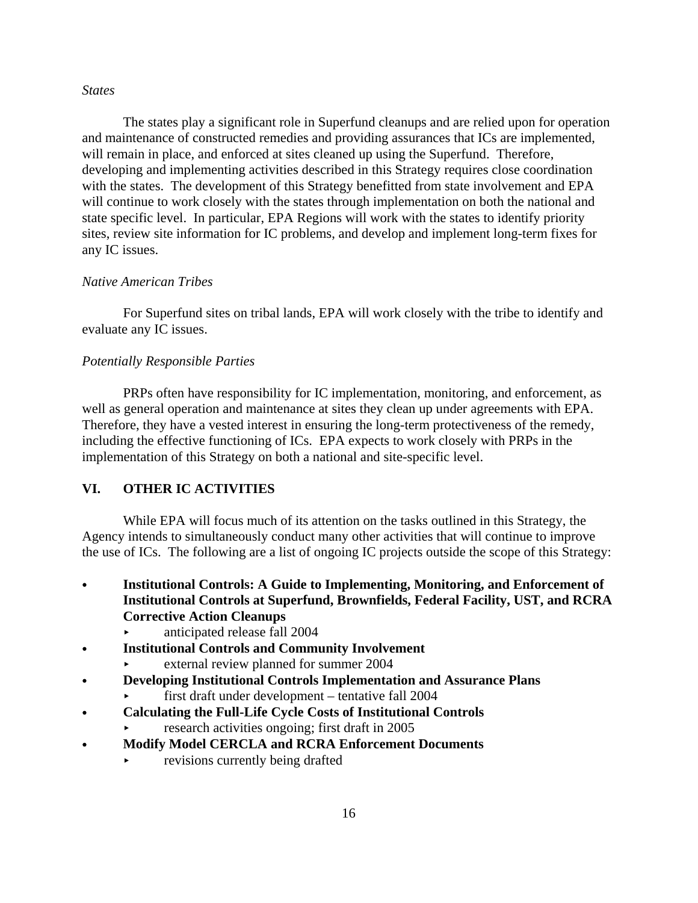*States*

The states play a significant role in Superfund cleanups and are relied upon for operation and maintenance of constructed remedies and providing assurances that ICs are implemented, will remain in place, and enforced at sites cleaned up using the Superfund. Therefore, developing and implementing activities described in this Strategy requires close coordination with the states. The development of this Strategy benefitted from state involvement and EPA will continue to work closely with the states through implementation on both the national and state specific level. In particular, EPA Regions will work with the states to identify priority sites, review site information for IC problems, and develop and implement long-term fixes for any IC issues.

*Native American Tribes*

For Superfund sites on tribal lands, EPA will work closely with the tribe to identify and evaluate any IC issues.

*Potentially Responsible Parties*

PRPs often have responsibility for IC implementation, monitoring, and enforcement, as well as general operation and maintenance at sites they clean up under agreements with EPA. Therefore, they have a vested interest in ensuring the long-term protectiveness of the remedy, including the effective functioning of ICs. EPA expects to work closely with PRPs in the implementation of this Strategy on both a national and site-specific level.

## VI. OTHER IC ACTIVITIES

While EPA will focus much of its attention on the tasks outlined in this Strategy, the Agency intends to simultaneously conduct many other activities that will continue to improve the use of ICs. The following are a list of ongoing IC projects outside the scope of this Strategy:

- **Institutional Controls: A Guide to Implementing, Monitoring, and Enforcement of Institutional Controls at Superfund, Brownfields, Federal Facility, UST, and RCRA Corrective Action Cleanups**
  - anticipated release fall 2004
- **Institutional Controls and Community Involvement**
  - external review planned for summer 2004
- **Developing Institutional Controls Implementation and Assurance Plans**
  - first draft under development – tentative fall 2004
- **Calculating the Full-Life Cycle Costs of Institutional Controls**
  - research activities ongoing; first draft in 2005
- **Modify Model CERCLA and RCRA Enforcement Documents**
  - revisions currently being drafted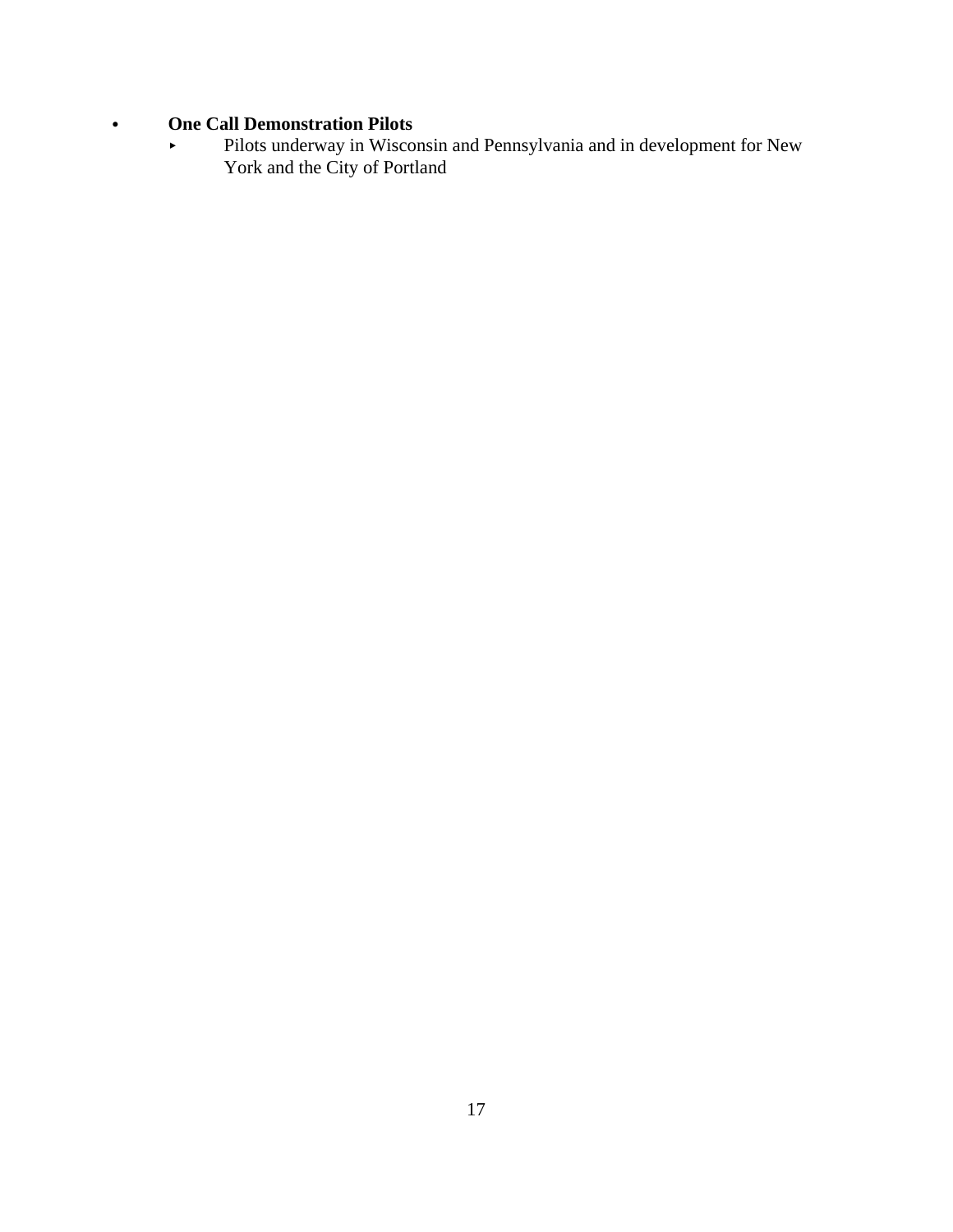- **One Call Demonstration Pilots**
  - Pilots underway in Wisconsin and Pennsylvania and in development for New York and the City of Portland